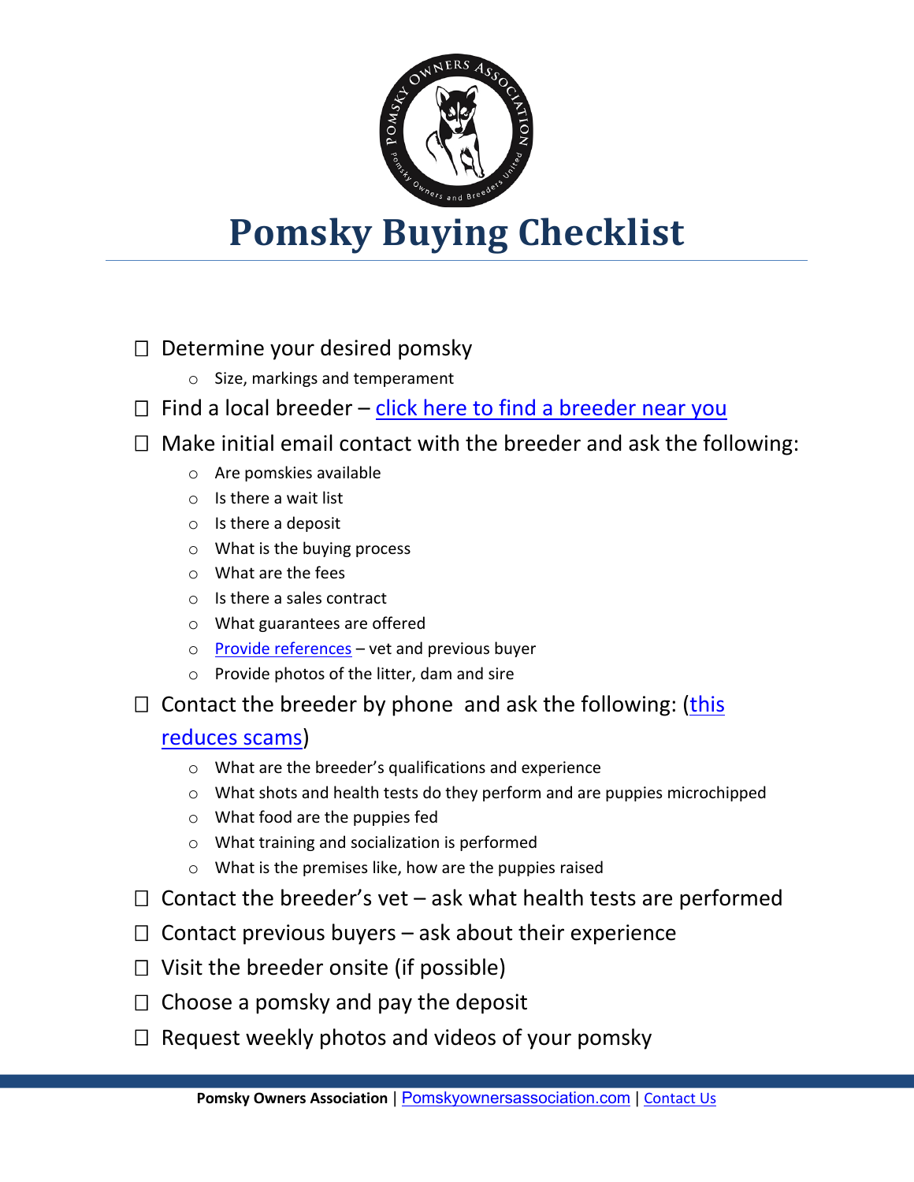# Pomsky Buying Checklist

- ☐ Determine your desired pomsky
  - Size, markings and temperament
- ☐ Find a local breeder – click here to find a breeder near you
- ☐ Make initial email contact with the breeder and ask the following:
  - Are pomskies available
  - Is there a wait list
  - Is there a deposit
  - What is the buying process
  - What are the fees
  - Is there a sales contract
  - What guarantees are offered
  - Provide references – vet and previous buyer
  - Provide photos of the litter, dam and sire
- ☐ Contact the breeder by phone and ask the following: (this reduces scams)
  - What are the breeder's qualifications and experience
  - What shots and health tests do they perform and are puppies microchipped
  - What food are the puppies fed
  - What training and socialization is performed
  - What is the premises like, how are the puppies raised
- ☐ Contact the breeder's vet – ask what health tests are performed
- ☐ Contact previous buyers – ask about their experience
- ☐ Visit the breeder onsite (if possible)
- ☐ Choose a pomsky and pay the deposit
- ☐ Request weekly photos and videos of your pomsky

**Pomsky Owners Association** | Pomskyownersassociation.com | Contact Us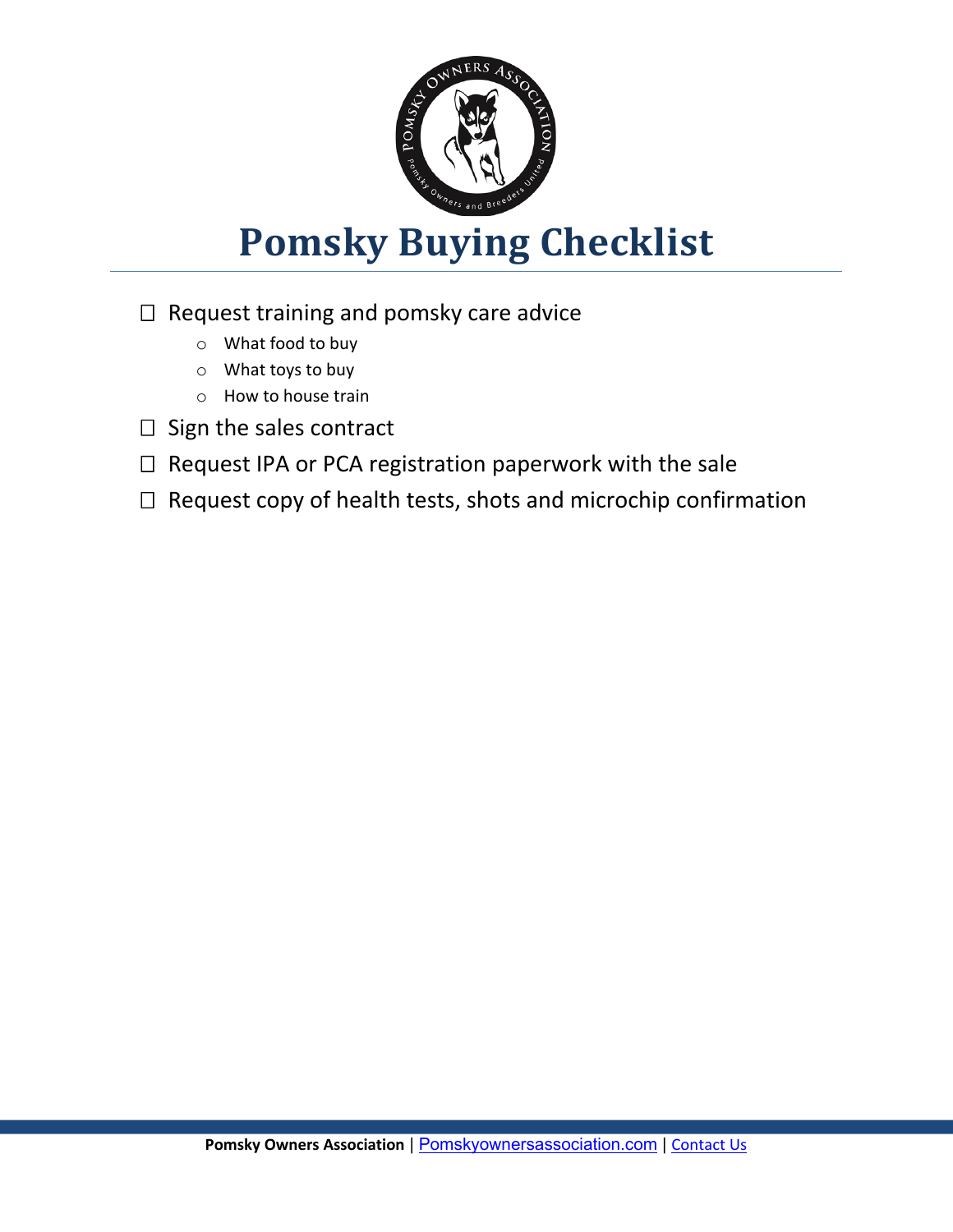# Pomsky Buying Checklist

- ☐ Request training and pomsky care advice
  - What food to buy
  - What toys to buy
  - How to house train
- ☐ Sign the sales contract
- ☐ Request IPA or PCA registration paperwork with the sale
- ☐ Request copy of health tests, shots and microchip confirmation